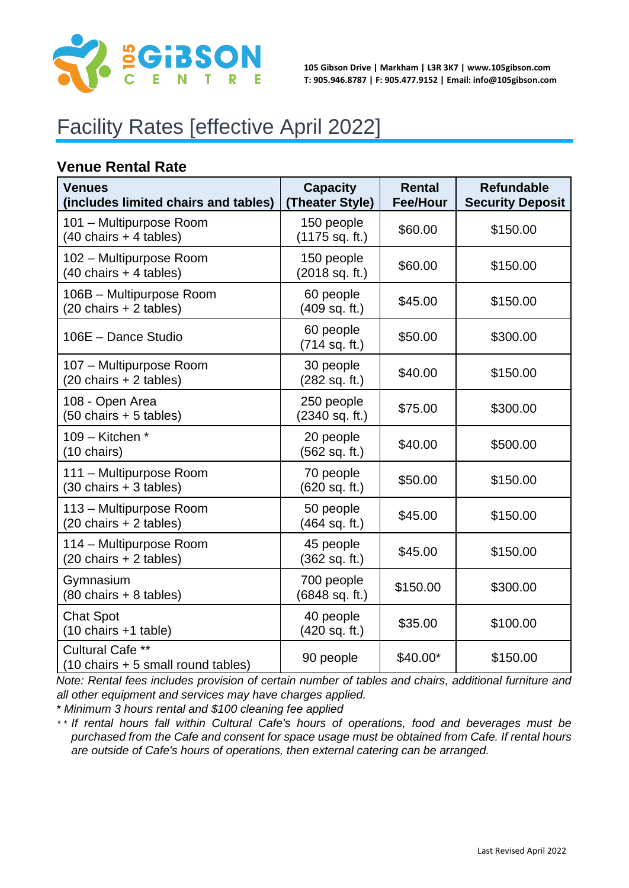105 GiBSON CENTRE

105 Gibson Drive | Markham | L3R 3K7 | www.105gibson.com
T: 905.946.8787 | F: 905.477.9152 | Email: info@105gibson.com

# Facility Rates [effective April 2022]

## Venue Rental Rate

| Venues (includes limited chairs and tables) | Capacity (Theater Style) | Rental Fee/Hour | Refundable Security Deposit |
|---|---|---|---|
| 101 – Multipurpose Room (40 chairs + 4 tables) | 150 people (1175 sq. ft.) | $60.00 | $150.00 |
| 102 – Multipurpose Room (40 chairs + 4 tables) | 150 people (2018 sq. ft.) | $60.00 | $150.00 |
| 106B – Multipurpose Room (20 chairs + 2 tables) | 60 people (409 sq. ft.) | $45.00 | $150.00 |
| 106E – Dance Studio | 60 people (714 sq. ft.) | $50.00 | $300.00 |
| 107 – Multipurpose Room (20 chairs + 2 tables) | 30 people (282 sq. ft.) | $40.00 | $150.00 |
| 108 - Open Area (50 chairs + 5 tables) | 250 people (2340 sq. ft.) | $75.00 | $300.00 |
| 109 – Kitchen * (10 chairs) | 20 people (562 sq. ft.) | $40.00 | $500.00 |
| 111 – Multipurpose Room (30 chairs + 3 tables) | 70 people (620 sq. ft.) | $50.00 | $150.00 |
| 113 – Multipurpose Room (20 chairs + 2 tables) | 50 people (464 sq. ft.) | $45.00 | $150.00 |
| 114 – Multipurpose Room (20 chairs + 2 tables) | 45 people (362 sq. ft.) | $45.00 | $150.00 |
| Gymnasium (80 chairs + 8 tables) | 700 people (6848 sq. ft.) | $150.00 | $300.00 |
| Chat Spot (10 chairs +1 table) | 40 people (420 sq. ft.) | $35.00 | $100.00 |
| Cultural Cafe ** (10 chairs + 5 small round tables) | 90 people | $40.00* | $150.00 |

*Note: Rental fees includes provision of certain number of tables and chairs, additional furniture and all other equipment and services may have charges applied.*

*\* Minimum 3 hours rental and $100 cleaning fee applied*

*\*\* If rental hours fall within Cultural Cafe's hours of operations, food and beverages must be purchased from the Cafe and consent for space usage must be obtained from Cafe. If rental hours are outside of Cafe's hours of operations, then external catering can be arranged.*

Last Revised April 2022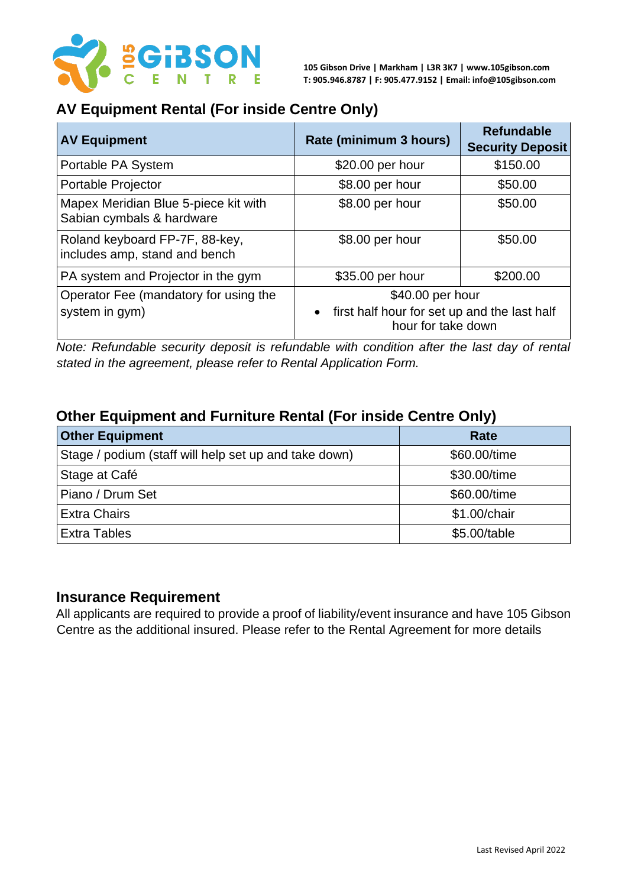105 Gibson Drive | Markham | L3R 3K7 | www.105gibson.com
T: 905.946.8787 | F: 905.477.9152 | Email: info@105gibson.com

## AV Equipment Rental (For inside Centre Only)

| AV Equipment | Rate (minimum 3 hours) | Refundable Security Deposit |
|---|---|---|
| Portable PA System | $20.00 per hour | $150.00 |
| Portable Projector | $8.00 per hour | $50.00 |
| Mapex Meridian Blue 5-piece kit with Sabian cymbals & hardware | $8.00 per hour | $50.00 |
| Roland keyboard FP-7F, 88-key, includes amp, stand and bench | $8.00 per hour | $50.00 |
| PA system and Projector in the gym | $35.00 per hour | $200.00 |
| Operator Fee (mandatory for using the system in gym) | $40.00 per hour<br>• first half hour for set up and the last half hour for take down | |

*Note: Refundable security deposit is refundable with condition after the last day of rental stated in the agreement, please refer to Rental Application Form.*

## Other Equipment and Furniture Rental (For inside Centre Only)

| Other Equipment | Rate |
|---|---|
| Stage / podium (staff will help set up and take down) | $60.00/time |
| Stage at Café | $30.00/time |
| Piano / Drum Set | $60.00/time |
| Extra Chairs | $1.00/chair |
| Extra Tables | $5.00/table |

## Insurance Requirement

All applicants are required to provide a proof of liability/event insurance and have 105 Gibson Centre as the additional insured. Please refer to the Rental Agreement for more details

Last Revised April 2022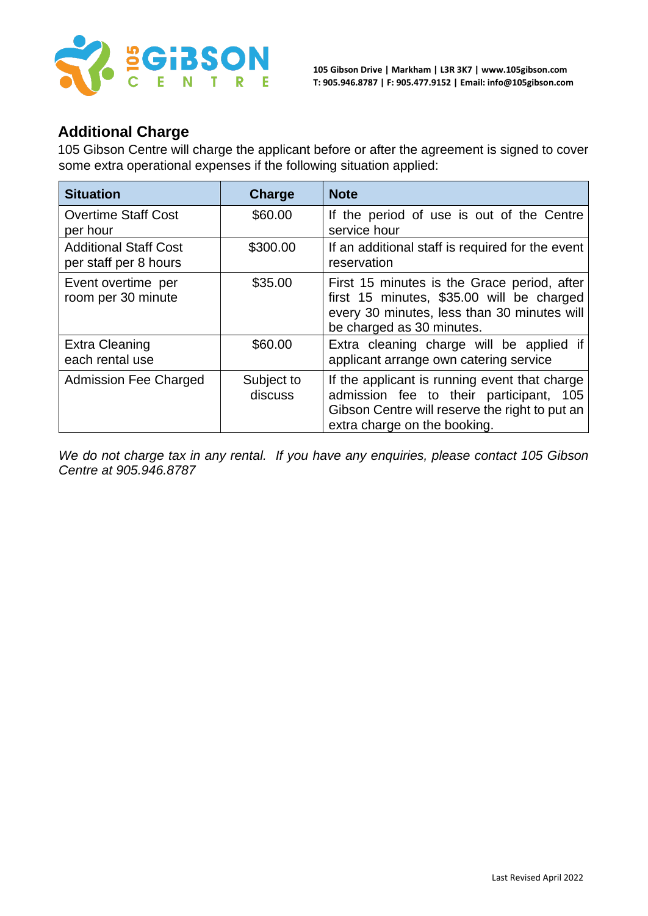## Additional Charge

105 Gibson Centre will charge the applicant before or after the agreement is signed to cover some extra operational expenses if the following situation applied:

| Situation | Charge | Note |
|---|---|---|
| Overtime Staff Cost per hour | $60.00 | If the period of use is out of the Centre service hour |
| Additional Staff Cost per staff per 8 hours | $300.00 | If an additional staff is required for the event reservation |
| Event overtime per room per 30 minute | $35.00 | First 15 minutes is the Grace period, after first 15 minutes, $35.00 will be charged every 30 minutes, less than 30 minutes will be charged as 30 minutes. |
| Extra Cleaning each rental use | $60.00 | Extra cleaning charge will be applied if applicant arrange own catering service |
| Admission Fee Charged | Subject to discuss | If the applicant is running event that charge admission fee to their participant, 105 Gibson Centre will reserve the right to put an extra charge on the booking. |

*We do not charge tax in any rental. If you have any enquiries, please contact 105 Gibson Centre at 905.946.8787*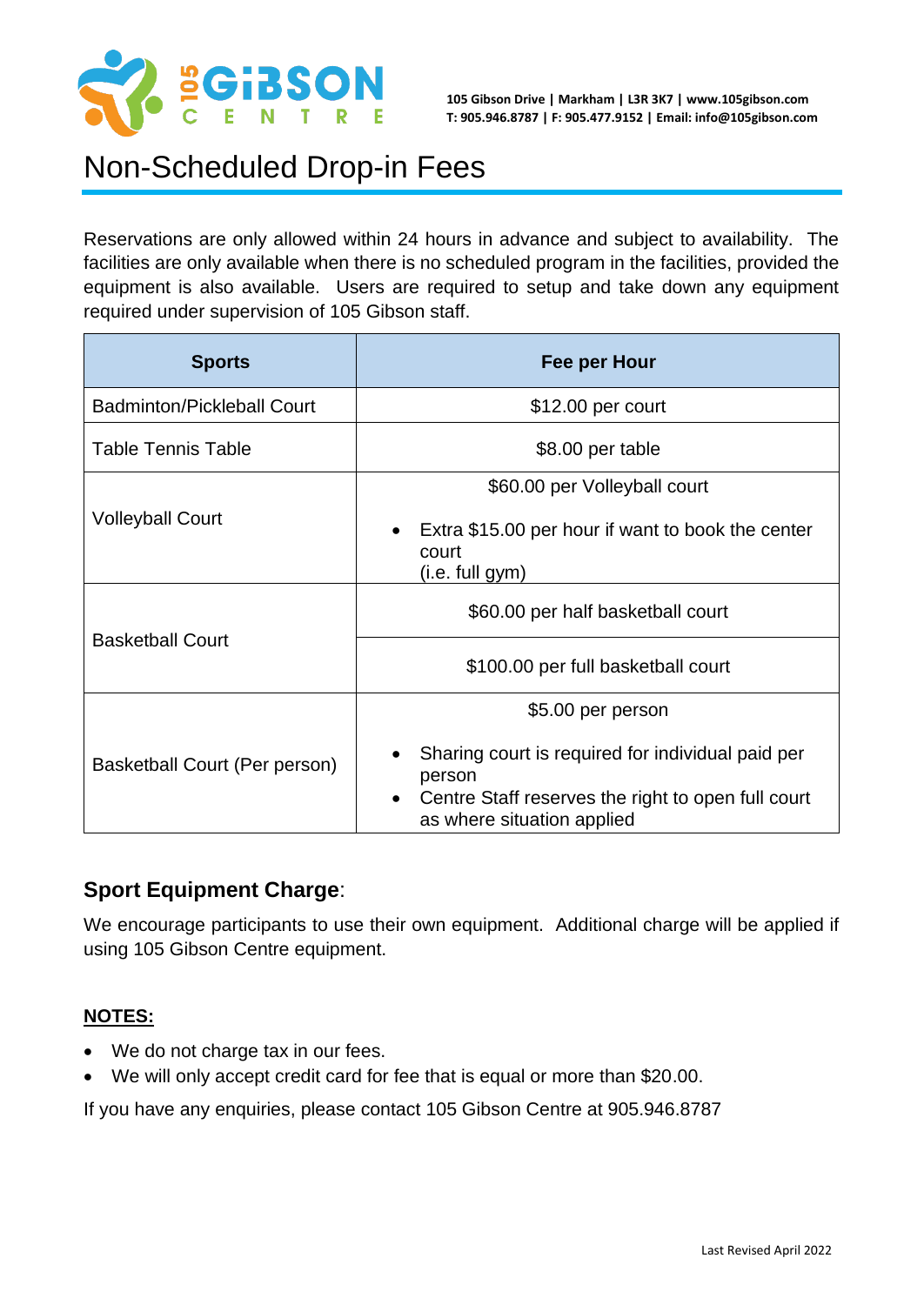105 Gibson Drive | Markham | L3R 3K7 | www.105gibson.com
T: 905.946.8787 | F: 905.477.9152 | Email: info@105gibson.com

# Non-Scheduled Drop-in Fees

Reservations are only allowed within 24 hours in advance and subject to availability. The facilities are only available when there is no scheduled program in the facilities, provided the equipment is also available. Users are required to setup and take down any equipment required under supervision of 105 Gibson staff.

| Sports | Fee per Hour |
|---|---|
| Badminton/Pickleball Court | $12.00 per court |
| Table Tennis Table | $8.00 per table |
| Volleyball Court | $60.00 per Volleyball court<br>• Extra $15.00 per hour if want to book the center court (i.e. full gym) |
| Basketball Court | $60.00 per half basketball court |
| | $100.00 per full basketball court |
| Basketball Court (Per person) | $5.00 per person<br>• Sharing court is required for individual paid per person<br>• Centre Staff reserves the right to open full court as where situation applied |

## Sport Equipment Charge:

We encourage participants to use their own equipment. Additional charge will be applied if using 105 Gibson Centre equipment.

**NOTES:**

- We do not charge tax in our fees.
- We will only accept credit card for fee that is equal or more than $20.00.

If you have any enquiries, please contact 105 Gibson Centre at 905.946.8787

Last Revised April 2022